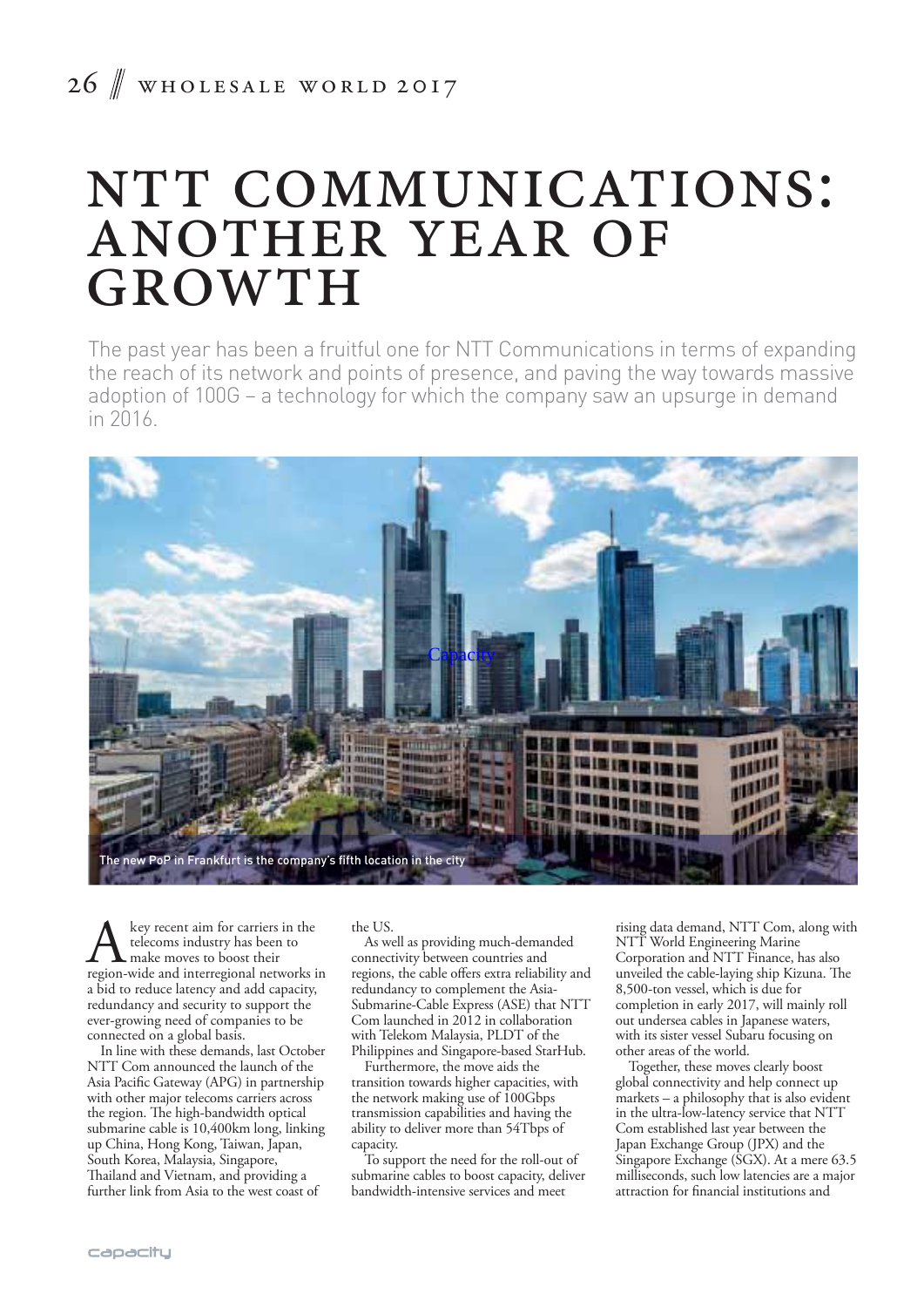# NTT COMMUNICATIONS: ANOTHER YEAR OF GROWTH

The past year has been a fruitful one for NTT Communications in terms of expanding the reach of its network and points of presence, and paving the way towards massive adoption of 100G – a technology for which the company saw an upsurge in demand in 2016.

The new PoP in Frankfurt is the company's fifth location in the city

A key recent aim for carriers in the telecoms industry has been to make moves to boost their region-wide and interregional networks in a bid to reduce latency and add capacity, redundancy and security to support the ever-growing need of companies to be connected on a global basis.

In line with these demands, last October NTT Com announced the launch of the Asia Pacific Gateway (APG) in partnership with other major telecoms carriers across the region. The high-bandwidth optical submarine cable is 10,400km long, linking up China, Hong Kong, Taiwan, Japan, South Korea, Malaysia, Singapore, Thailand and Vietnam, and providing a further link from Asia to the west coast of the US.

As well as providing much-demanded connectivity between countries and regions, the cable offers extra reliability and redundancy to complement the Asia-Submarine-Cable Express (ASE) that NTT Com launched in 2012 in collaboration with Telekom Malaysia, PLDT of the Philippines and Singapore-based StarHub.

Furthermore, the move aids the transition towards higher capacities, with the network making use of 100Gbps transmission capabilities and having the ability to deliver more than 54Tbps of capacity.

To support the need for the roll-out of submarine cables to boost capacity, deliver bandwidth-intensive services and meet rising data demand, NTT Com, along with NTT World Engineering Marine Corporation and NTT Finance, has also unveiled the cable-laying ship Kizuna. The 8,500-ton vessel, which is due for completion in early 2017, will mainly roll out undersea cables in Japanese waters, with its sister vessel Subaru focusing on other areas of the world.

Together, these moves clearly boost global connectivity and help connect up markets – a philosophy that is also evident in the ultra-low-latency service that NTT Com established last year between the Japan Exchange Group (JPX) and the Singapore Exchange (SGX). At a mere 63.5 milliseconds, such low latencies are a major attraction for financial institutions and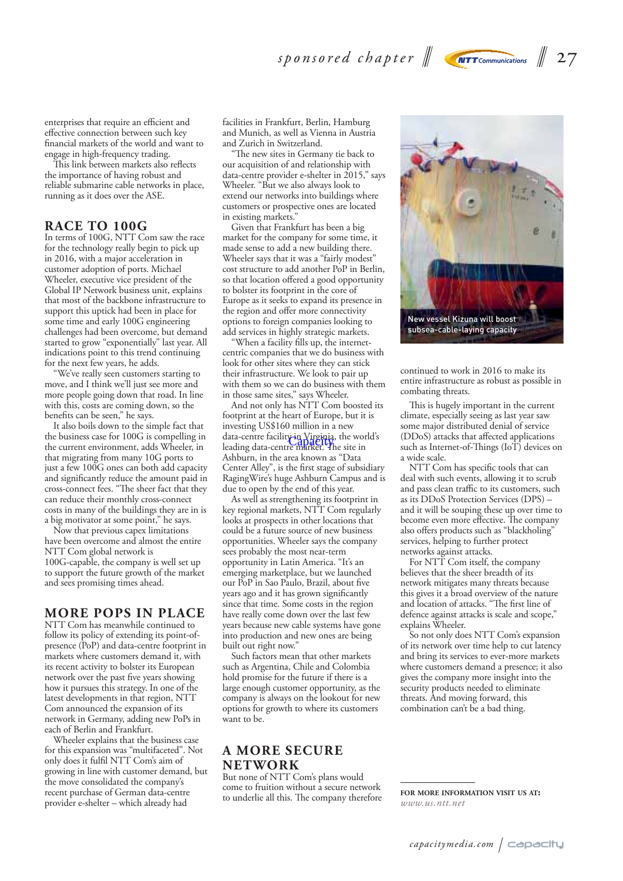enterprises that require an efficient and effective connection between such key financial markets of the world and want to engage in high-frequency trading.

This link between markets also reflects the importance of having robust and reliable submarine cable networks in place, running as it does over the ASE.

## RACE TO 100G

In terms of 100G, NTT Com saw the race for the technology really begin to pick up in 2016, with a major acceleration in customer adoption of ports. Michael Wheeler, executive vice president of the Global IP Network business unit, explains that most of the backbone infrastructure to support this uptick had been in place for some time and early 100G engineering challenges had been overcome, but demand started to grow "exponentially" last year. All indications point to this trend continuing for the next few years, he adds.

"We've really seen customers starting to move, and I think we'll just see more and more people going down that road. In line with this, costs are coming down, so the benefits can be seen," he says.

It also boils down to the simple fact that the business case for 100G is compelling in the current environment, adds Wheeler, in that migrating from many 10G ports to just a few 100G ones can both add capacity and significantly reduce the amount paid in cross-connect fees. "The sheer fact that they can reduce their monthly cross-connect costs in many of the buildings they are in is a big motivator at some point," he says.

Now that previous capex limitations have been overcome and almost the entire NTT Com global network is 100G-capable, the company is well set up to support the future growth of the market and sees promising times ahead.

## MORE POPS IN PLACE

NTT Com has meanwhile continued to follow its policy of extending its point-of-presence (PoP) and data-centre footprint in markets where customers demand it, with its recent activity to bolster its European network over the past five years showing how it pursues this strategy. In one of the latest developments in that region, NTT Com announced the expansion of its network in Germany, adding new PoPs in each of Berlin and Frankfurt.

Wheeler explains that the business case for this expansion was "multifaceted". Not only does it fulfil NTT Com's aim of growing in line with customer demand, but the move consolidated the company's recent purchase of German data-centre provider e-shelter – which already had facilities in Frankfurt, Berlin, Hamburg and Munich, as well as Vienna in Austria and Zurich in Switzerland.

"The new sites in Germany tie back to our acquisition of and relationship with data-centre provider e-shelter in 2015," says Wheeler. "But we also always look to extend our networks into buildings where customers or prospective ones are located in existing markets."

Given that Frankfurt has been a big market for the company for some time, it made sense to add a new building there. Wheeler says that it was a "fairly modest" cost structure to add another PoP in Berlin, so that location offered a good opportunity to bolster its footprint in the core of Europe as it seeks to expand its presence in the region and offer more connectivity options to foreign companies looking to add services in highly strategic markets.

"When a facility fills up, the internet-centric companies that we do business with look for other sites where they can stick their infrastructure. We look to pair up with them so we can do business with them in those same sites," says Wheeler.

And not only has NTT Com boosted its footprint at the heart of Europe, but it is investing US$160 million in a new data-centre facility in Virginia, the world's leading data-centre market. The site in Ashburn, in the area known as "Data Center Alley", is the first stage of subsidiary RagingWire's huge Ashburn Campus and is due to open by the end of this year.

As well as strengthening its footprint in key regional markets, NTT Com regularly looks at prospects in other locations that could be a future source of new business opportunities. Wheeler says the company sees probably the most near-term opportunity in Latin America. "It's an emerging marketplace, but we launched our PoP in Sao Paulo, Brazil, about five years ago and it has grown significantly since that time. Some costs in the region have really come down over the last few years because new cable systems have gone into production and new ones are being built out right now."

Such factors mean that other markets such as Argentina, Chile and Colombia hold promise for the future if there is a large enough customer opportunity, as the company is always on the lookout for new options for growth to where its customers want to be.

## A MORE SECURE NETWORK

But none of NTT Com's plans would come to fruition without a secure network to underlie all this. The company therefore continued to work in 2016 to make its entire infrastructure as robust as possible in combating threats.

New vessel Kizuna will boost subsea-cable-laying capacity

This is hugely important in the current climate, especially seeing as last year saw some major distributed denial of service (DDoS) attacks that affected applications such as Internet-of-Things (IoT) devices on a wide scale.

NTT Com has specific tools that can deal with such events, allowing it to scrub and pass clean traffic to its customers, such as its DDoS Protection Services (DPS) – and it will be souping these up over time to become even more effective. The company also offers products such as "blackholing" services, helping to further protect networks against attacks.

For NTT Com itself, the company believes that the sheer breadth of its network mitigates many threats because this gives it a broad overview of the nature and location of attacks. "The first line of defence against attacks is scale and scope," explains Wheeler.

So not only does NTT Com's expansion of its network over time help to cut latency and bring its services to ever-more markets where customers demand a presence; it also gives the company more insight into the security products needed to eliminate threats. And moving forward, this combination can't be a bad thing.

**FOR MORE INFORMATION VISIT US AT:**
*www.us.ntt.net*